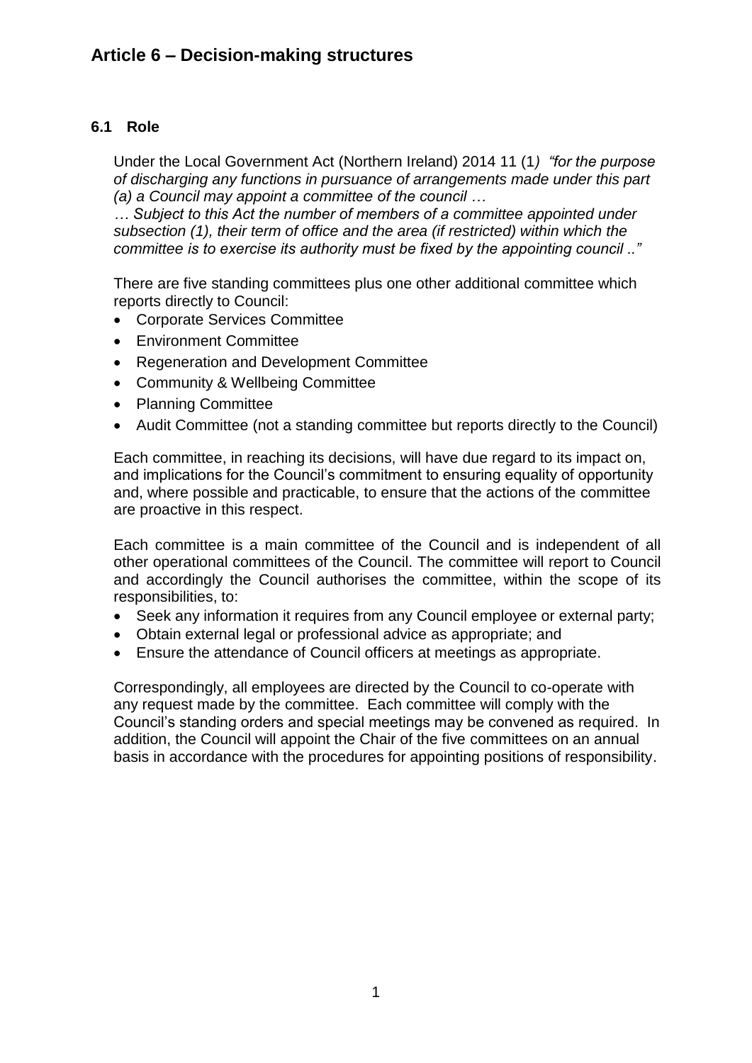# Article 6 – Decision-making structures

### 6.1 Role

Under the Local Government Act (Northern Ireland) 2014 11 (1) *"for the purpose of discharging any functions in pursuance of arrangements made under this part (a) a Council may appoint a committee of the council …*
*… Subject to this Act the number of members of a committee appointed under subsection (1), their term of office and the area (if restricted) within which the committee is to exercise its authority must be fixed by the appointing council .."*

There are five standing committees plus one other additional committee which reports directly to Council:

- Corporate Services Committee
- Environment Committee
- Regeneration and Development Committee
- Community & Wellbeing Committee
- Planning Committee
- Audit Committee (not a standing committee but reports directly to the Council)

Each committee, in reaching its decisions, will have due regard to its impact on, and implications for the Council's commitment to ensuring equality of opportunity and, where possible and practicable, to ensure that the actions of the committee are proactive in this respect.

Each committee is a main committee of the Council and is independent of all other operational committees of the Council. The committee will report to Council and accordingly the Council authorises the committee, within the scope of its responsibilities, to:

- Seek any information it requires from any Council employee or external party;
- Obtain external legal or professional advice as appropriate; and
- Ensure the attendance of Council officers at meetings as appropriate.

Correspondingly, all employees are directed by the Council to co-operate with any request made by the committee. Each committee will comply with the Council's standing orders and special meetings may be convened as required. In addition, the Council will appoint the Chair of the five committees on an annual basis in accordance with the procedures for appointing positions of responsibility.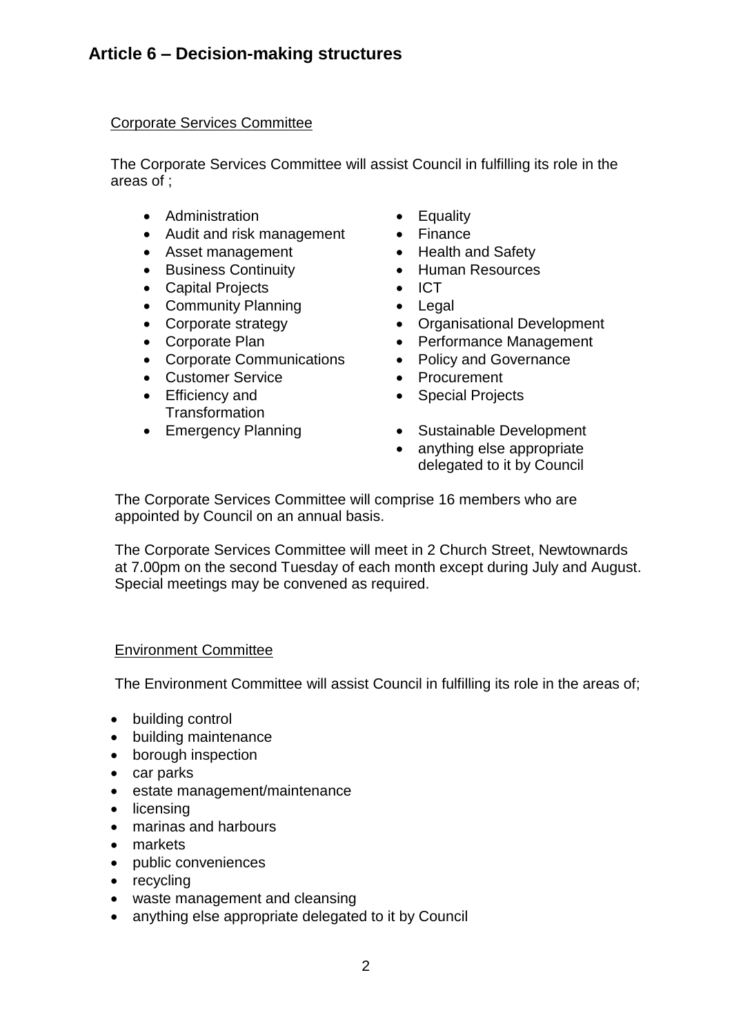## Article 6 – Decision-making structures

Corporate Services Committee

The Corporate Services Committee will assist Council in fulfilling its role in the areas of ;

- Administration
- Audit and risk management
- Asset management
- Business Continuity
- Capital Projects
- Community Planning
- Corporate strategy
- Corporate Plan
- Corporate Communications
- Customer Service
- Efficiency and Transformation
- Emergency Planning
- Equality
- Finance
- Health and Safety
- Human Resources
- ICT
- Legal
- Organisational Development
- Performance Management
- Policy and Governance
- Procurement
- Special Projects
- Sustainable Development
- anything else appropriate delegated to it by Council

The Corporate Services Committee will comprise 16 members who are appointed by Council on an annual basis.

The Corporate Services Committee will meet in 2 Church Street, Newtownards at 7.00pm on the second Tuesday of each month except during July and August. Special meetings may be convened as required.

Environment Committee

The Environment Committee will assist Council in fulfilling its role in the areas of;

- building control
- building maintenance
- borough inspection
- car parks
- estate management/maintenance
- licensing
- marinas and harbours
- markets
- public conveniences
- recycling
- waste management and cleansing
- anything else appropriate delegated to it by Council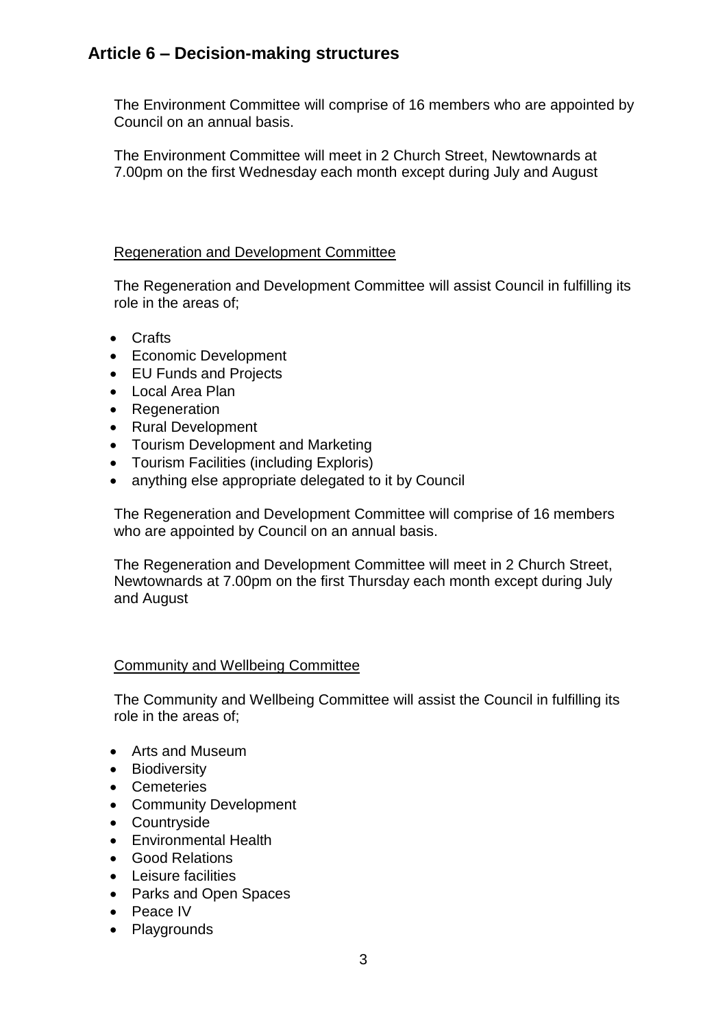## Article 6 – Decision-making structures

The Environment Committee will comprise of 16 members who are appointed by Council on an annual basis.

The Environment Committee will meet in 2 Church Street, Newtownards at 7.00pm on the first Wednesday each month except during July and August

<u>Regeneration and Development Committee</u>

The Regeneration and Development Committee will assist Council in fulfilling its role in the areas of;

- Crafts
- Economic Development
- EU Funds and Projects
- Local Area Plan
- Regeneration
- Rural Development
- Tourism Development and Marketing
- Tourism Facilities (including Exploris)
- anything else appropriate delegated to it by Council

The Regeneration and Development Committee will comprise of 16 members who are appointed by Council on an annual basis.

The Regeneration and Development Committee will meet in 2 Church Street, Newtownards at 7.00pm on the first Thursday each month except during July and August

<u>Community and Wellbeing Committee</u>

The Community and Wellbeing Committee will assist the Council in fulfilling its role in the areas of;

- Arts and Museum
- Biodiversity
- Cemeteries
- Community Development
- Countryside
- Environmental Health
- Good Relations
- Leisure facilities
- Parks and Open Spaces
- Peace IV
- Playgrounds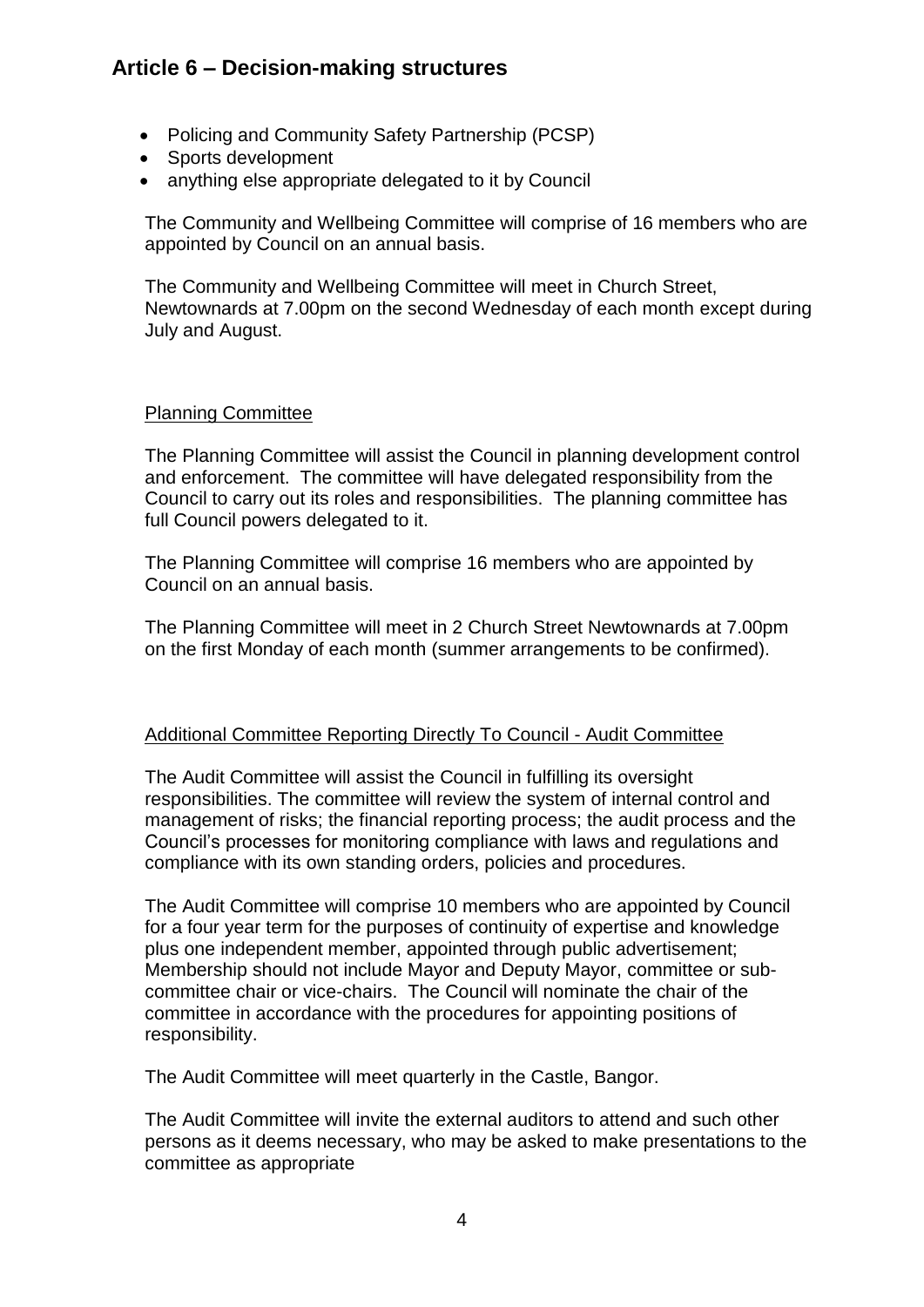## Article 6 – Decision-making structures

- Policing and Community Safety Partnership (PCSP)
- Sports development
- anything else appropriate delegated to it by Council

The Community and Wellbeing Committee will comprise of 16 members who are appointed by Council on an annual basis.

The Community and Wellbeing Committee will meet in Church Street, Newtownards at 7.00pm on the second Wednesday of each month except during July and August.

### Planning Committee

The Planning Committee will assist the Council in planning development control and enforcement. The committee will have delegated responsibility from the Council to carry out its roles and responsibilities. The planning committee has full Council powers delegated to it.

The Planning Committee will comprise 16 members who are appointed by Council on an annual basis.

The Planning Committee will meet in 2 Church Street Newtownards at 7.00pm on the first Monday of each month (summer arrangements to be confirmed).

### Additional Committee Reporting Directly To Council - Audit Committee

The Audit Committee will assist the Council in fulfilling its oversight responsibilities. The committee will review the system of internal control and management of risks; the financial reporting process; the audit process and the Council's processes for monitoring compliance with laws and regulations and compliance with its own standing orders, policies and procedures.

The Audit Committee will comprise 10 members who are appointed by Council for a four year term for the purposes of continuity of expertise and knowledge plus one independent member, appointed through public advertisement; Membership should not include Mayor and Deputy Mayor, committee or sub-committee chair or vice-chairs. The Council will nominate the chair of the committee in accordance with the procedures for appointing positions of responsibility.

The Audit Committee will meet quarterly in the Castle, Bangor.

The Audit Committee will invite the external auditors to attend and such other persons as it deems necessary, who may be asked to make presentations to the committee as appropriate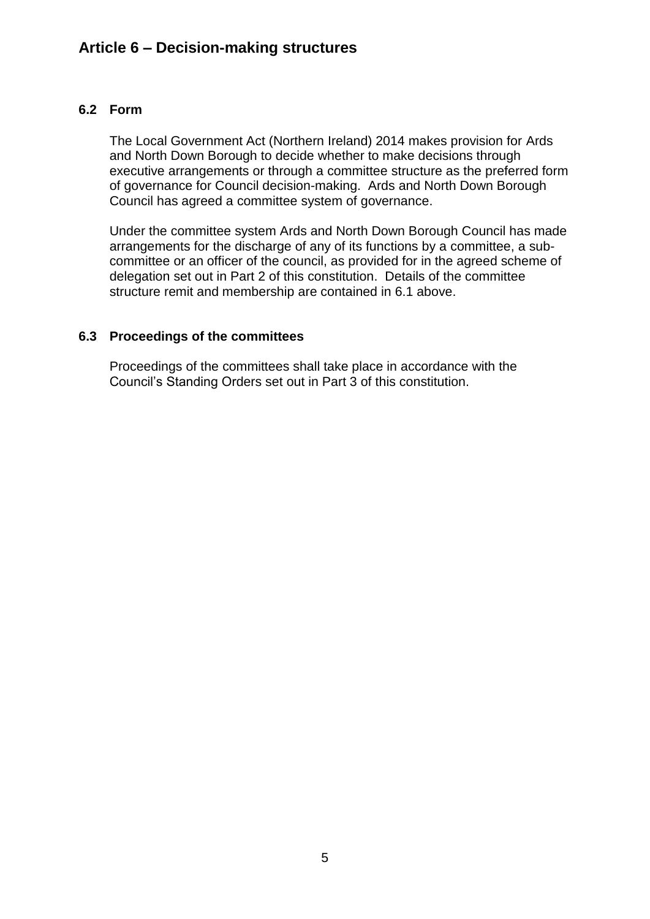## Article 6 – Decision-making structures

### 6.2 Form

The Local Government Act (Northern Ireland) 2014 makes provision for Ards and North Down Borough to decide whether to make decisions through executive arrangements or through a committee structure as the preferred form of governance for Council decision-making. Ards and North Down Borough Council has agreed a committee system of governance.

Under the committee system Ards and North Down Borough Council has made arrangements for the discharge of any of its functions by a committee, a sub-committee or an officer of the council, as provided for in the agreed scheme of delegation set out in Part 2 of this constitution. Details of the committee structure remit and membership are contained in 6.1 above.

### 6.3 Proceedings of the committees

Proceedings of the committees shall take place in accordance with the Council's Standing Orders set out in Part 3 of this constitution.